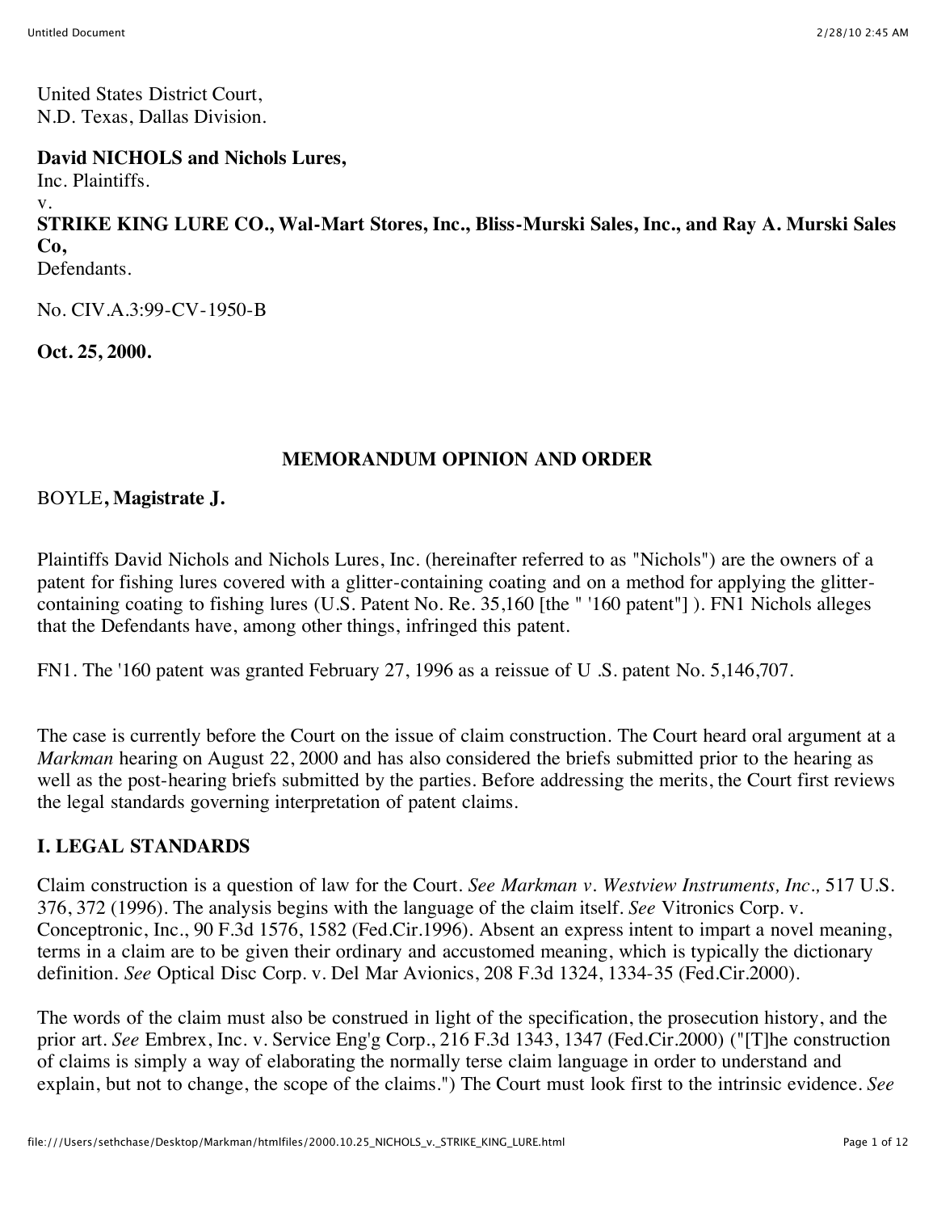United States District Court,
N.D. Texas, Dallas Division.

**David NICHOLS and Nichols Lures,**
Inc. Plaintiffs.
v.
**STRIKE KING LURE CO., Wal-Mart Stores, Inc., Bliss-Murski Sales, Inc., and Ray A. Murski Sales Co,**
Defendants.

No. CIV.A.3:99-CV-1950-B

**Oct. 25, 2000.**

**MEMORANDUM OPINION AND ORDER**

BOYLE**, Magistrate J.**

Plaintiffs David Nichols and Nichols Lures, Inc. (hereinafter referred to as "Nichols") are the owners of a patent for fishing lures covered with a glitter-containing coating and on a method for applying the glitter-containing coating to fishing lures (U.S. Patent No. Re. 35,160 [the " '160 patent"] ). FN1 Nichols alleges that the Defendants have, among other things, infringed this patent.

FN1. The '160 patent was granted February 27, 1996 as a reissue of U .S. patent No. 5,146,707.

The case is currently before the Court on the issue of claim construction. The Court heard oral argument at a *Markman* hearing on August 22, 2000 and has also considered the briefs submitted prior to the hearing as well as the post-hearing briefs submitted by the parties. Before addressing the merits, the Court first reviews the legal standards governing interpretation of patent claims.

## I. LEGAL STANDARDS

Claim construction is a question of law for the Court. *See Markman v. Westview Instruments, Inc.,* 517 U.S. 376, 372 (1996). The analysis begins with the language of the claim itself. *See* Vitronics Corp. v. Conceptronic, Inc., 90 F.3d 1576, 1582 (Fed.Cir.1996). Absent an express intent to impart a novel meaning, terms in a claim are to be given their ordinary and accustomed meaning, which is typically the dictionary definition. *See* Optical Disc Corp. v. Del Mar Avionics, 208 F.3d 1324, 1334-35 (Fed.Cir.2000).

The words of the claim must also be construed in light of the specification, the prosecution history, and the prior art. *See* Embrex, Inc. v. Service Eng'g Corp., 216 F.3d 1343, 1347 (Fed.Cir.2000) ("[T]he construction of claims is simply a way of elaborating the normally terse claim language in order to understand and explain, but not to change, the scope of the claims.") The Court must look first to the intrinsic evidence. *See*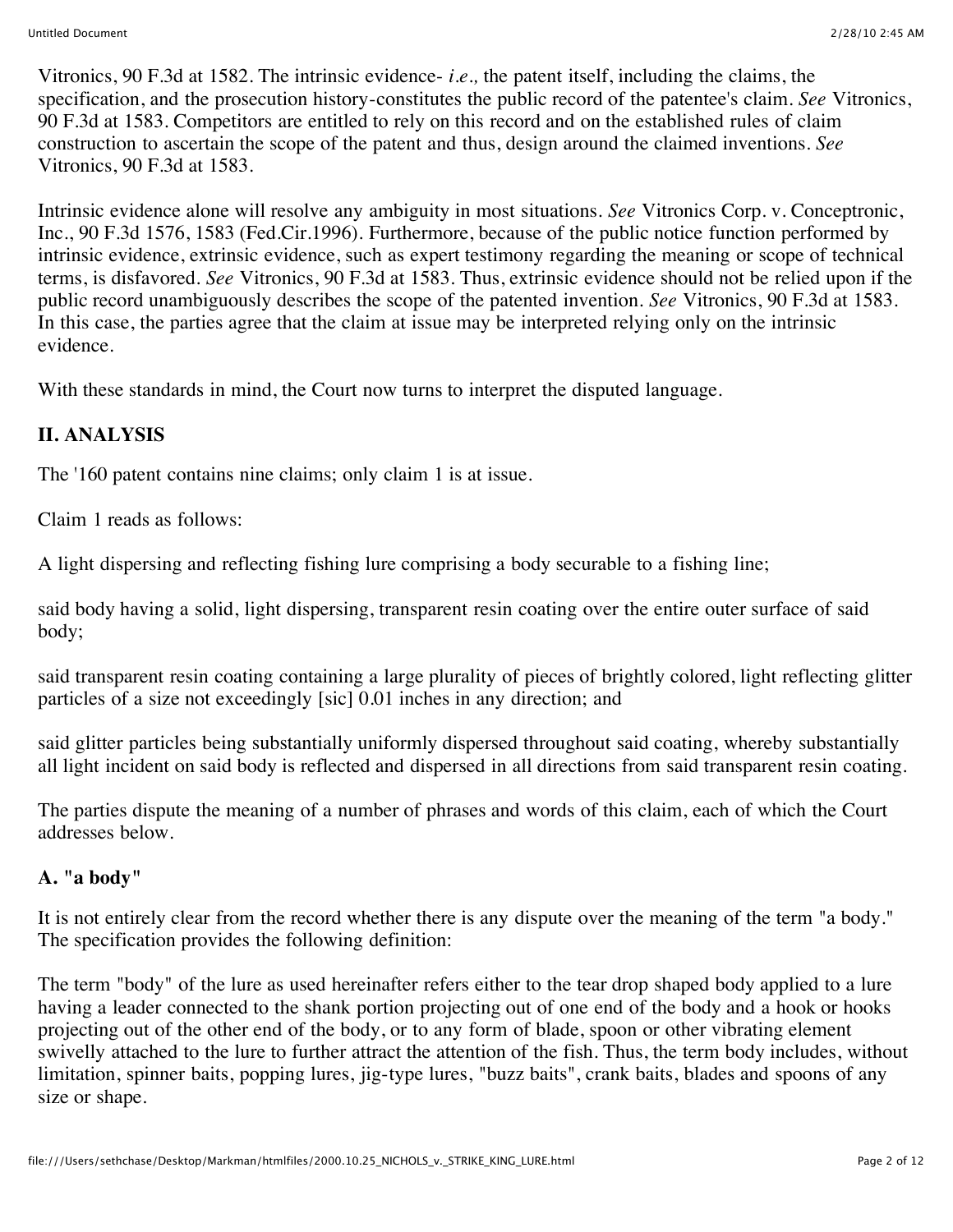Vitronics, 90 F.3d at 1582. The intrinsic evidence- *i.e.,* the patent itself, including the claims, the specification, and the prosecution history-constitutes the public record of the patentee's claim. *See* Vitronics, 90 F.3d at 1583. Competitors are entitled to rely on this record and on the established rules of claim construction to ascertain the scope of the patent and thus, design around the claimed inventions. *See* Vitronics, 90 F.3d at 1583.

Intrinsic evidence alone will resolve any ambiguity in most situations. *See* Vitronics Corp. v. Conceptronic, Inc., 90 F.3d 1576, 1583 (Fed.Cir.1996). Furthermore, because of the public notice function performed by intrinsic evidence, extrinsic evidence, such as expert testimony regarding the meaning or scope of technical terms, is disfavored. *See* Vitronics, 90 F.3d at 1583. Thus, extrinsic evidence should not be relied upon if the public record unambiguously describes the scope of the patented invention. *See* Vitronics, 90 F.3d at 1583. In this case, the parties agree that the claim at issue may be interpreted relying only on the intrinsic evidence.

With these standards in mind, the Court now turns to interpret the disputed language.

## II. ANALYSIS

The '160 patent contains nine claims; only claim 1 is at issue.

Claim 1 reads as follows:

A light dispersing and reflecting fishing lure comprising a body securable to a fishing line;

said body having a solid, light dispersing, transparent resin coating over the entire outer surface of said body;

said transparent resin coating containing a large plurality of pieces of brightly colored, light reflecting glitter particles of a size not exceedingly [sic] 0.01 inches in any direction; and

said glitter particles being substantially uniformly dispersed throughout said coating, whereby substantially all light incident on said body is reflected and dispersed in all directions from said transparent resin coating.

The parties dispute the meaning of a number of phrases and words of this claim, each of which the Court addresses below.

### A. "a body"

It is not entirely clear from the record whether there is any dispute over the meaning of the term "a body." The specification provides the following definition:

The term "body" of the lure as used hereinafter refers either to the tear drop shaped body applied to a lure having a leader connected to the shank portion projecting out of one end of the body and a hook or hooks projecting out of the other end of the body, or to any form of blade, spoon or other vibrating element swivelly attached to the lure to further attract the attention of the fish. Thus, the term body includes, without limitation, spinner baits, popping lures, jig-type lures, "buzz baits", crank baits, blades and spoons of any size or shape.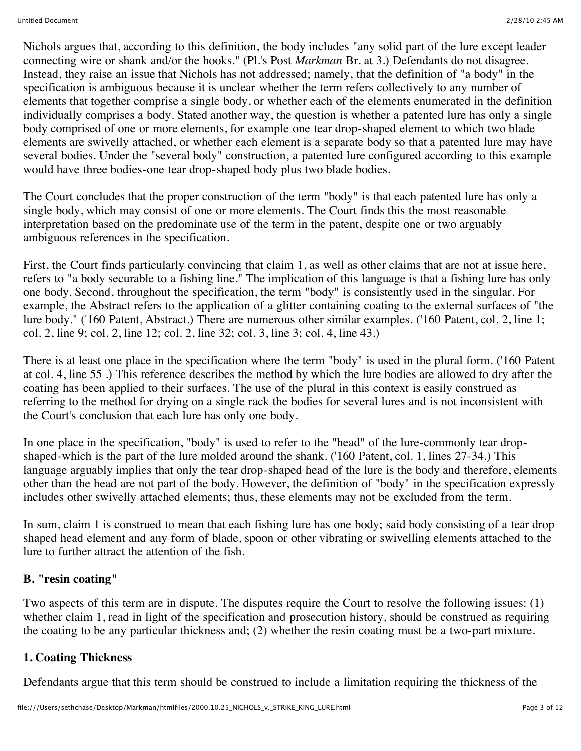Nichols argues that, according to this definition, the body includes "any solid part of the lure except leader connecting wire or shank and/or the hooks." (Pl.'s Post *Markman* Br. at 3.) Defendants do not disagree. Instead, they raise an issue that Nichols has not addressed; namely, that the definition of "a body" in the specification is ambiguous because it is unclear whether the term refers collectively to any number of elements that together comprise a single body, or whether each of the elements enumerated in the definition individually comprises a body. Stated another way, the question is whether a patented lure has only a single body comprised of one or more elements, for example one tear drop-shaped element to which two blade elements are swivelly attached, or whether each element is a separate body so that a patented lure may have several bodies. Under the "several body" construction, a patented lure configured according to this example would have three bodies-one tear drop-shaped body plus two blade bodies.

The Court concludes that the proper construction of the term "body" is that each patented lure has only a single body, which may consist of one or more elements. The Court finds this the most reasonable interpretation based on the predominate use of the term in the patent, despite one or two arguably ambiguous references in the specification.

First, the Court finds particularly convincing that claim 1, as well as other claims that are not at issue here, refers to "a body securable to a fishing line." The implication of this language is that a fishing lure has only one body. Second, throughout the specification, the term "body" is consistently used in the singular. For example, the Abstract refers to the application of a glitter containing coating to the external surfaces of "the lure body." ('160 Patent, Abstract.) There are numerous other similar examples. ('160 Patent, col. 2, line 1; col. 2, line 9; col. 2, line 12; col. 2, line 32; col. 3, line 3; col. 4, line 43.)

There is at least one place in the specification where the term "body" is used in the plural form. ('160 Patent at col. 4, line 55 .) This reference describes the method by which the lure bodies are allowed to dry after the coating has been applied to their surfaces. The use of the plural in this context is easily construed as referring to the method for drying on a single rack the bodies for several lures and is not inconsistent with the Court's conclusion that each lure has only one body.

In one place in the specification, "body" is used to refer to the "head" of the lure-commonly tear drop-shaped-which is the part of the lure molded around the shank. ('160 Patent, col. 1, lines 27-34.) This language arguably implies that only the tear drop-shaped head of the lure is the body and therefore, elements other than the head are not part of the body. However, the definition of "body" in the specification expressly includes other swivelly attached elements; thus, these elements may not be excluded from the term.

In sum, claim 1 is construed to mean that each fishing lure has one body; said body consisting of a tear drop shaped head element and any form of blade, spoon or other vibrating or swivelling elements attached to the lure to further attract the attention of the fish.

### B. "resin coating"

Two aspects of this term are in dispute. The disputes require the Court to resolve the following issues: (1) whether claim 1, read in light of the specification and prosecution history, should be construed as requiring the coating to be any particular thickness and; (2) whether the resin coating must be a two-part mixture.

#### 1. Coating Thickness

Defendants argue that this term should be construed to include a limitation requiring the thickness of the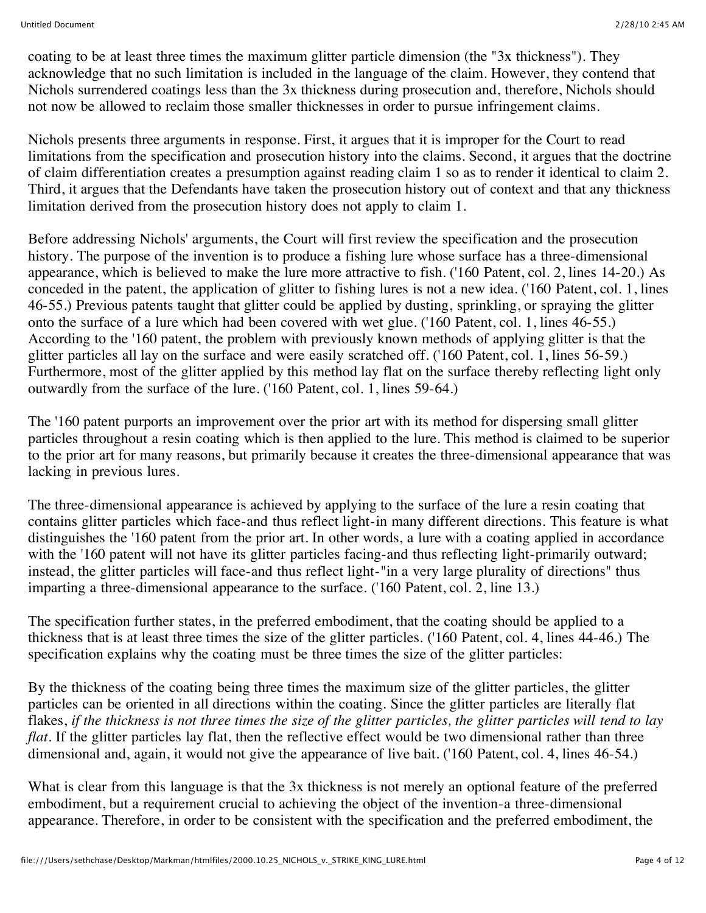coating to be at least three times the maximum glitter particle dimension (the "3x thickness"). They acknowledge that no such limitation is included in the language of the claim. However, they contend that Nichols surrendered coatings less than the 3x thickness during prosecution and, therefore, Nichols should not now be allowed to reclaim those smaller thicknesses in order to pursue infringement claims.

Nichols presents three arguments in response. First, it argues that it is improper for the Court to read limitations from the specification and prosecution history into the claims. Second, it argues that the doctrine of claim differentiation creates a presumption against reading claim 1 so as to render it identical to claim 2. Third, it argues that the Defendants have taken the prosecution history out of context and that any thickness limitation derived from the prosecution history does not apply to claim 1.

Before addressing Nichols' arguments, the Court will first review the specification and the prosecution history. The purpose of the invention is to produce a fishing lure whose surface has a three-dimensional appearance, which is believed to make the lure more attractive to fish. ('160 Patent, col. 2, lines 14-20.) As conceded in the patent, the application of glitter to fishing lures is not a new idea. ('160 Patent, col. 1, lines 46-55.) Previous patents taught that glitter could be applied by dusting, sprinkling, or spraying the glitter onto the surface of a lure which had been covered with wet glue. ('160 Patent, col. 1, lines 46-55.) According to the '160 patent, the problem with previously known methods of applying glitter is that the glitter particles all lay on the surface and were easily scratched off. ('160 Patent, col. 1, lines 56-59.) Furthermore, most of the glitter applied by this method lay flat on the surface thereby reflecting light only outwardly from the surface of the lure. ('160 Patent, col. 1, lines 59-64.)

The '160 patent purports an improvement over the prior art with its method for dispersing small glitter particles throughout a resin coating which is then applied to the lure. This method is claimed to be superior to the prior art for many reasons, but primarily because it creates the three-dimensional appearance that was lacking in previous lures.

The three-dimensional appearance is achieved by applying to the surface of the lure a resin coating that contains glitter particles which face-and thus reflect light-in many different directions. This feature is what distinguishes the '160 patent from the prior art. In other words, a lure with a coating applied in accordance with the '160 patent will not have its glitter particles facing-and thus reflecting light-primarily outward; instead, the glitter particles will face-and thus reflect light-"in a very large plurality of directions" thus imparting a three-dimensional appearance to the surface. ('160 Patent, col. 2, line 13.)

The specification further states, in the preferred embodiment, that the coating should be applied to a thickness that is at least three times the size of the glitter particles. ('160 Patent, col. 4, lines 44-46.) The specification explains why the coating must be three times the size of the glitter particles:

By the thickness of the coating being three times the maximum size of the glitter particles, the glitter particles can be oriented in all directions within the coating. Since the glitter particles are literally flat flakes, *if the thickness is not three times the size of the glitter particles, the glitter particles will tend to lay flat*. If the glitter particles lay flat, then the reflective effect would be two dimensional rather than three dimensional and, again, it would not give the appearance of live bait. ('160 Patent, col. 4, lines 46-54.)

What is clear from this language is that the 3x thickness is not merely an optional feature of the preferred embodiment, but a requirement crucial to achieving the object of the invention-a three-dimensional appearance. Therefore, in order to be consistent with the specification and the preferred embodiment, the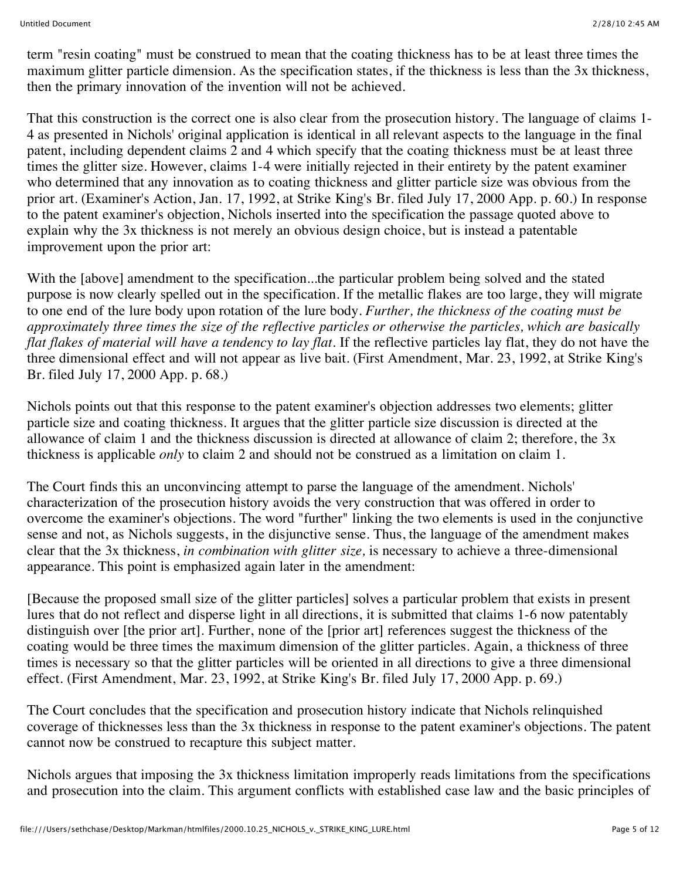term "resin coating" must be construed to mean that the coating thickness has to be at least three times the maximum glitter particle dimension. As the specification states, if the thickness is less than the 3x thickness, then the primary innovation of the invention will not be achieved.

That this construction is the correct one is also clear from the prosecution history. The language of claims 1-4 as presented in Nichols' original application is identical in all relevant aspects to the language in the final patent, including dependent claims 2 and 4 which specify that the coating thickness must be at least three times the glitter size. However, claims 1-4 were initially rejected in their entirety by the patent examiner who determined that any innovation as to coating thickness and glitter particle size was obvious from the prior art. (Examiner's Action, Jan. 17, 1992, at Strike King's Br. filed July 17, 2000 App. p. 60.) In response to the patent examiner's objection, Nichols inserted into the specification the passage quoted above to explain why the 3x thickness is not merely an obvious design choice, but is instead a patentable improvement upon the prior art:

With the [above] amendment to the specification...the particular problem being solved and the stated purpose is now clearly spelled out in the specification. If the metallic flakes are too large, they will migrate to one end of the lure body upon rotation of the lure body. *Further, the thickness of the coating must be approximately three times the size of the reflective particles or otherwise the particles, which are basically flat flakes of material will have a tendency to lay flat.* If the reflective particles lay flat, they do not have the three dimensional effect and will not appear as live bait. (First Amendment, Mar. 23, 1992, at Strike King's Br. filed July 17, 2000 App. p. 68.)

Nichols points out that this response to the patent examiner's objection addresses two elements; glitter particle size and coating thickness. It argues that the glitter particle size discussion is directed at the allowance of claim 1 and the thickness discussion is directed at allowance of claim 2; therefore, the 3x thickness is applicable *only* to claim 2 and should not be construed as a limitation on claim 1.

The Court finds this an unconvincing attempt to parse the language of the amendment. Nichols' characterization of the prosecution history avoids the very construction that was offered in order to overcome the examiner's objections. The word "further" linking the two elements is used in the conjunctive sense and not, as Nichols suggests, in the disjunctive sense. Thus, the language of the amendment makes clear that the 3x thickness, *in combination with glitter size,* is necessary to achieve a three-dimensional appearance. This point is emphasized again later in the amendment:

[Because the proposed small size of the glitter particles] solves a particular problem that exists in present lures that do not reflect and disperse light in all directions, it is submitted that claims 1-6 now patentably distinguish over [the prior art]. Further, none of the [prior art] references suggest the thickness of the coating would be three times the maximum dimension of the glitter particles. Again, a thickness of three times is necessary so that the glitter particles will be oriented in all directions to give a three dimensional effect. (First Amendment, Mar. 23, 1992, at Strike King's Br. filed July 17, 2000 App. p. 69.)

The Court concludes that the specification and prosecution history indicate that Nichols relinquished coverage of thicknesses less than the 3x thickness in response to the patent examiner's objections. The patent cannot now be construed to recapture this subject matter.

Nichols argues that imposing the 3x thickness limitation improperly reads limitations from the specifications and prosecution into the claim. This argument conflicts with established case law and the basic principles of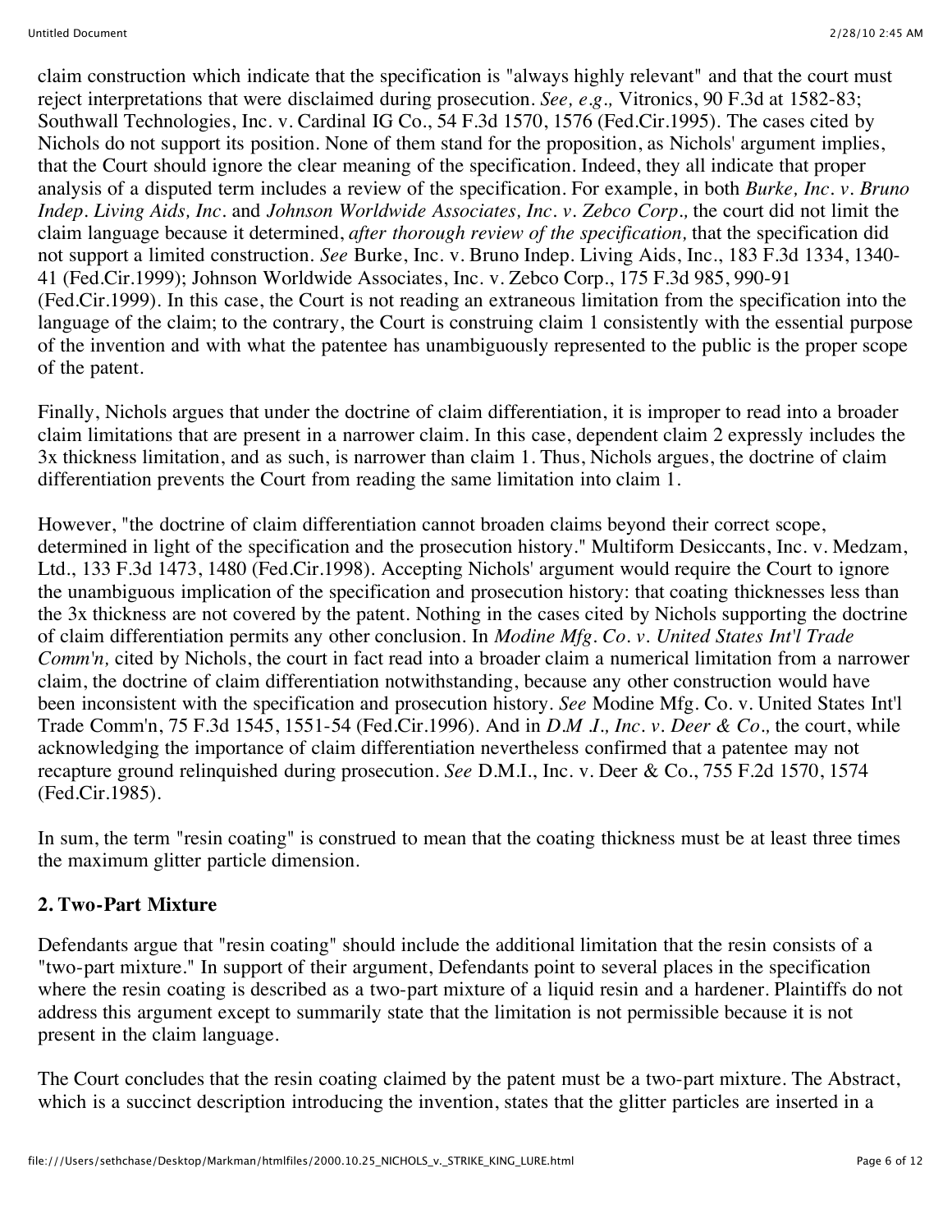claim construction which indicate that the specification is "always highly relevant" and that the court must reject interpretations that were disclaimed during prosecution. *See, e.g.,* Vitronics, 90 F.3d at 1582-83; Southwall Technologies, Inc. v. Cardinal IG Co., 54 F.3d 1570, 1576 (Fed.Cir.1995). The cases cited by Nichols do not support its position. None of them stand for the proposition, as Nichols' argument implies, that the Court should ignore the clear meaning of the specification. Indeed, they all indicate that proper analysis of a disputed term includes a review of the specification. For example, in both *Burke, Inc. v. Bruno Indep. Living Aids, Inc.* and *Johnson Worldwide Associates, Inc. v. Zebco Corp.,* the court did not limit the claim language because it determined, *after thorough review of the specification,* that the specification did not support a limited construction. *See* Burke, Inc. v. Bruno Indep. Living Aids, Inc., 183 F.3d 1334, 1340-41 (Fed.Cir.1999); Johnson Worldwide Associates, Inc. v. Zebco Corp., 175 F.3d 985, 990-91 (Fed.Cir.1999). In this case, the Court is not reading an extraneous limitation from the specification into the language of the claim; to the contrary, the Court is construing claim 1 consistently with the essential purpose of the invention and with what the patentee has unambiguously represented to the public is the proper scope of the patent.

Finally, Nichols argues that under the doctrine of claim differentiation, it is improper to read into a broader claim limitations that are present in a narrower claim. In this case, dependent claim 2 expressly includes the 3x thickness limitation, and as such, is narrower than claim 1. Thus, Nichols argues, the doctrine of claim differentiation prevents the Court from reading the same limitation into claim 1.

However, "the doctrine of claim differentiation cannot broaden claims beyond their correct scope, determined in light of the specification and the prosecution history." Multiform Desiccants, Inc. v. Medzam, Ltd., 133 F.3d 1473, 1480 (Fed.Cir.1998). Accepting Nichols' argument would require the Court to ignore the unambiguous implication of the specification and prosecution history: that coating thicknesses less than the 3x thickness are not covered by the patent. Nothing in the cases cited by Nichols supporting the doctrine of claim differentiation permits any other conclusion. In *Modine Mfg. Co. v. United States Int'l Trade Comm'n,* cited by Nichols, the court in fact read into a broader claim a numerical limitation from a narrower claim, the doctrine of claim differentiation notwithstanding, because any other construction would have been inconsistent with the specification and prosecution history. *See* Modine Mfg. Co. v. United States Int'l Trade Comm'n, 75 F.3d 1545, 1551-54 (Fed.Cir.1996). And in *D.M .I., Inc. v. Deer & Co.,* the court, while acknowledging the importance of claim differentiation nevertheless confirmed that a patentee may not recapture ground relinquished during prosecution. *See* D.M.I., Inc. v. Deer & Co., 755 F.2d 1570, 1574 (Fed.Cir.1985).

In sum, the term "resin coating" is construed to mean that the coating thickness must be at least three times the maximum glitter particle dimension.

### 2. Two-Part Mixture

Defendants argue that "resin coating" should include the additional limitation that the resin consists of a "two-part mixture." In support of their argument, Defendants point to several places in the specification where the resin coating is described as a two-part mixture of a liquid resin and a hardener. Plaintiffs do not address this argument except to summarily state that the limitation is not permissible because it is not present in the claim language.

The Court concludes that the resin coating claimed by the patent must be a two-part mixture. The Abstract, which is a succinct description introducing the invention, states that the glitter particles are inserted in a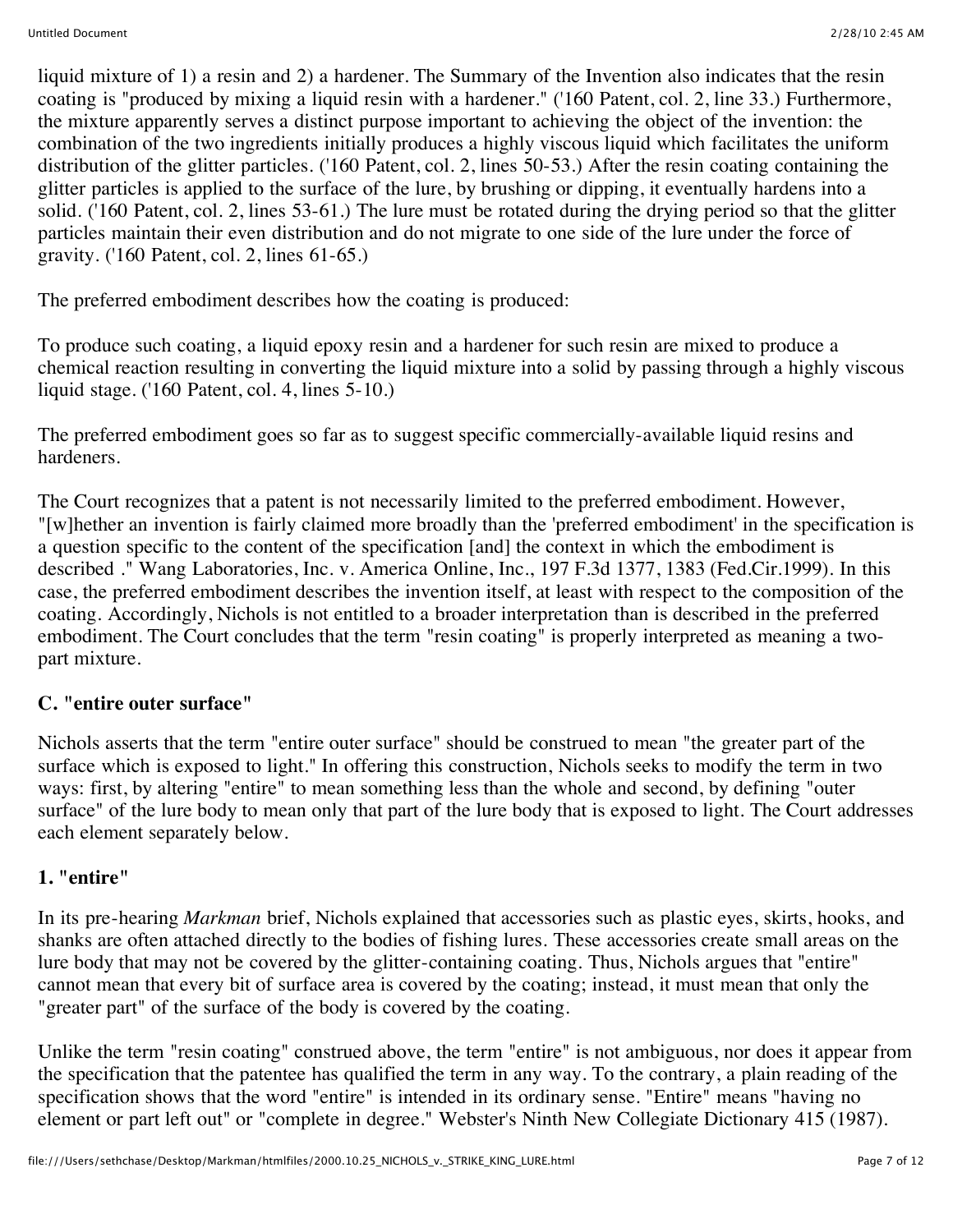liquid mixture of 1) a resin and 2) a hardener. The Summary of the Invention also indicates that the resin coating is "produced by mixing a liquid resin with a hardener." ('160 Patent, col. 2, line 33.) Furthermore, the mixture apparently serves a distinct purpose important to achieving the object of the invention: the combination of the two ingredients initially produces a highly viscous liquid which facilitates the uniform distribution of the glitter particles. ('160 Patent, col. 2, lines 50-53.) After the resin coating containing the glitter particles is applied to the surface of the lure, by brushing or dipping, it eventually hardens into a solid. ('160 Patent, col. 2, lines 53-61.) The lure must be rotated during the drying period so that the glitter particles maintain their even distribution and do not migrate to one side of the lure under the force of gravity. ('160 Patent, col. 2, lines 61-65.)

The preferred embodiment describes how the coating is produced:

To produce such coating, a liquid epoxy resin and a hardener for such resin are mixed to produce a chemical reaction resulting in converting the liquid mixture into a solid by passing through a highly viscous liquid stage. ('160 Patent, col. 4, lines 5-10.)

The preferred embodiment goes so far as to suggest specific commercially-available liquid resins and hardeners.

The Court recognizes that a patent is not necessarily limited to the preferred embodiment. However, "[w]hether an invention is fairly claimed more broadly than the 'preferred embodiment' in the specification is a question specific to the content of the specification [and] the context in which the embodiment is described ." Wang Laboratories, Inc. v. America Online, Inc., 197 F.3d 1377, 1383 (Fed.Cir.1999). In this case, the preferred embodiment describes the invention itself, at least with respect to the composition of the coating. Accordingly, Nichols is not entitled to a broader interpretation than is described in the preferred embodiment. The Court concludes that the term "resin coating" is properly interpreted as meaning a two-part mixture.

### C. "entire outer surface"

Nichols asserts that the term "entire outer surface" should be construed to mean "the greater part of the surface which is exposed to light." In offering this construction, Nichols seeks to modify the term in two ways: first, by altering "entire" to mean something less than the whole and second, by defining "outer surface" of the lure body to mean only that part of the lure body that is exposed to light. The Court addresses each element separately below.

### 1. "entire"

In its pre-hearing *Markman* brief, Nichols explained that accessories such as plastic eyes, skirts, hooks, and shanks are often attached directly to the bodies of fishing lures. These accessories create small areas on the lure body that may not be covered by the glitter-containing coating. Thus, Nichols argues that "entire" cannot mean that every bit of surface area is covered by the coating; instead, it must mean that only the "greater part" of the surface of the body is covered by the coating.

Unlike the term "resin coating" construed above, the term "entire" is not ambiguous, nor does it appear from the specification that the patentee has qualified the term in any way. To the contrary, a plain reading of the specification shows that the word "entire" is intended in its ordinary sense. "Entire" means "having no element or part left out" or "complete in degree." Webster's Ninth New Collegiate Dictionary 415 (1987).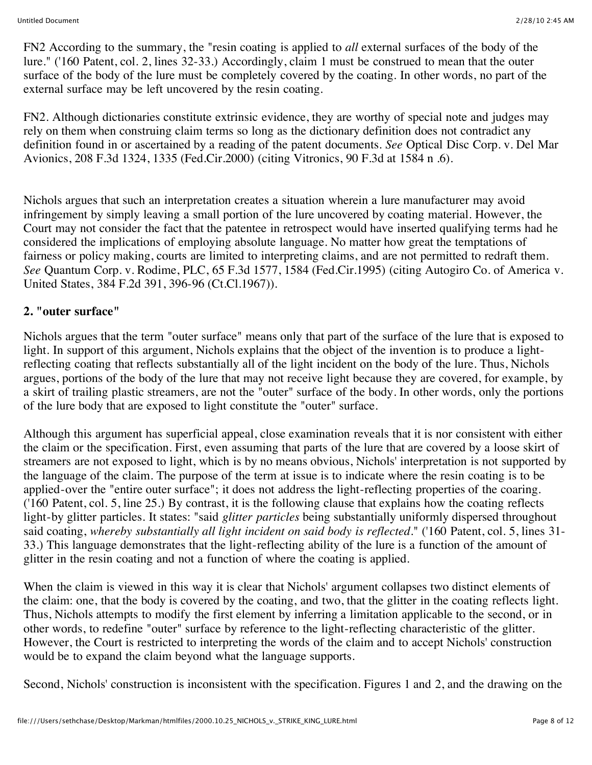FN2 According to the summary, the "resin coating is applied to *all* external surfaces of the body of the lure." ('160 Patent, col. 2, lines 32-33.) Accordingly, claim 1 must be construed to mean that the outer surface of the body of the lure must be completely covered by the coating. In other words, no part of the external surface may be left uncovered by the resin coating.

FN2. Although dictionaries constitute extrinsic evidence, they are worthy of special note and judges may rely on them when construing claim terms so long as the dictionary definition does not contradict any definition found in or ascertained by a reading of the patent documents. *See* Optical Disc Corp. v. Del Mar Avionics, 208 F.3d 1324, 1335 (Fed.Cir.2000) (citing Vitronics, 90 F.3d at 1584 n .6).

Nichols argues that such an interpretation creates a situation wherein a lure manufacturer may avoid infringement by simply leaving a small portion of the lure uncovered by coating material. However, the Court may not consider the fact that the patentee in retrospect would have inserted qualifying terms had he considered the implications of employing absolute language. No matter how great the temptations of fairness or policy making, courts are limited to interpreting claims, and are not permitted to redraft them. *See* Quantum Corp. v. Rodime, PLC, 65 F.3d 1577, 1584 (Fed.Cir.1995) (citing Autogiro Co. of America v. United States, 384 F.2d 391, 396-96 (Ct.Cl.1967)).

**2. "outer surface"**

Nichols argues that the term "outer surface" means only that part of the surface of the lure that is exposed to light. In support of this argument, Nichols explains that the object of the invention is to produce a light-reflecting coating that reflects substantially all of the light incident on the body of the lure. Thus, Nichols argues, portions of the body of the lure that may not receive light because they are covered, for example, by a skirt of trailing plastic streamers, are not the "outer" surface of the body. In other words, only the portions of the lure body that are exposed to light constitute the "outer" surface.

Although this argument has superficial appeal, close examination reveals that it is nor consistent with either the claim or the specification. First, even assuming that parts of the lure that are covered by a loose skirt of streamers are not exposed to light, which is by no means obvious, Nichols' interpretation is not supported by the language of the claim. The purpose of the term at issue is to indicate where the resin coating is to be applied-over the "entire outer surface"; it does not address the light-reflecting properties of the coaring. ('160 Patent, col. 5, line 25.) By contrast, it is the following clause that explains how the coating reflects light-by glitter particles. It states: "said *glitter particles* being substantially uniformly dispersed throughout said coating, *whereby substantially all light incident on said body is reflected*." ('160 Patent, col. 5, lines 31-33.) This language demonstrates that the light-reflecting ability of the lure is a function of the amount of glitter in the resin coating and not a function of where the coating is applied.

When the claim is viewed in this way it is clear that Nichols' argument collapses two distinct elements of the claim: one, that the body is covered by the coating, and two, that the glitter in the coating reflects light. Thus, Nichols attempts to modify the first element by inferring a limitation applicable to the second, or in other words, to redefine "outer" surface by reference to the light-reflecting characteristic of the glitter. However, the Court is restricted to interpreting the words of the claim and to accept Nichols' construction would be to expand the claim beyond what the language supports.

Second, Nichols' construction is inconsistent with the specification. Figures 1 and 2, and the drawing on the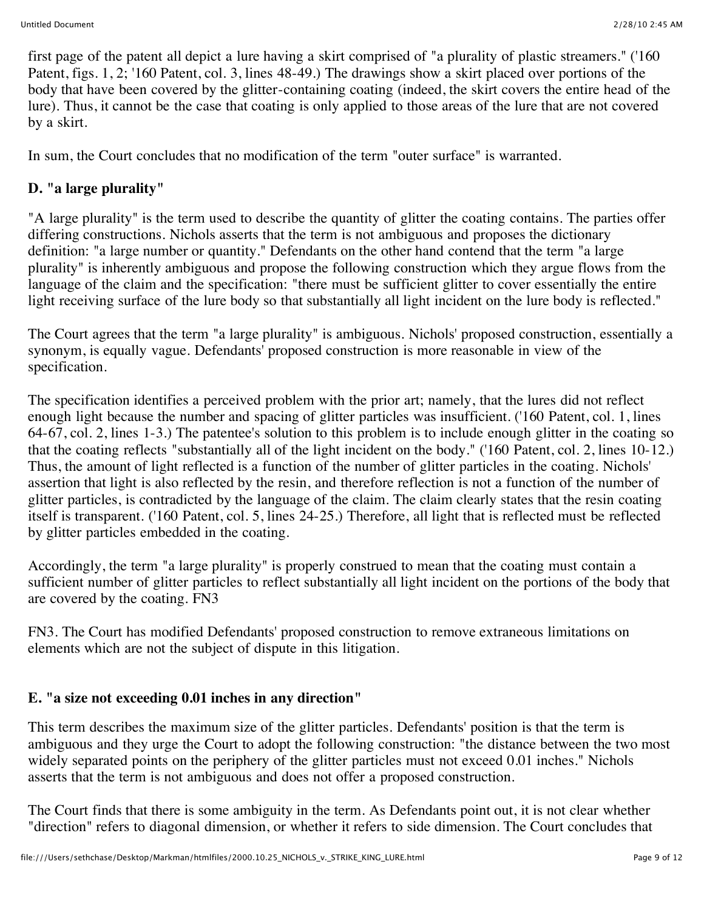first page of the patent all depict a lure having a skirt comprised of "a plurality of plastic streamers." ('160 Patent, figs. 1, 2; '160 Patent, col. 3, lines 48-49.) The drawings show a skirt placed over portions of the body that have been covered by the glitter-containing coating (indeed, the skirt covers the entire head of the lure). Thus, it cannot be the case that coating is only applied to those areas of the lure that are not covered by a skirt.

In sum, the Court concludes that no modification of the term "outer surface" is warranted.

### D. "a large plurality"

"A large plurality" is the term used to describe the quantity of glitter the coating contains. The parties offer differing constructions. Nichols asserts that the term is not ambiguous and proposes the dictionary definition: "a large number or quantity." Defendants on the other hand contend that the term "a large plurality" is inherently ambiguous and propose the following construction which they argue flows from the language of the claim and the specification: "there must be sufficient glitter to cover essentially the entire light receiving surface of the lure body so that substantially all light incident on the lure body is reflected."

The Court agrees that the term "a large plurality" is ambiguous. Nichols' proposed construction, essentially a synonym, is equally vague. Defendants' proposed construction is more reasonable in view of the specification.

The specification identifies a perceived problem with the prior art; namely, that the lures did not reflect enough light because the number and spacing of glitter particles was insufficient. ('160 Patent, col. 1, lines 64-67, col. 2, lines 1-3.) The patentee's solution to this problem is to include enough glitter in the coating so that the coating reflects "substantially all of the light incident on the body." ('160 Patent, col. 2, lines 10-12.) Thus, the amount of light reflected is a function of the number of glitter particles in the coating. Nichols' assertion that light is also reflected by the resin, and therefore reflection is not a function of the number of glitter particles, is contradicted by the language of the claim. The claim clearly states that the resin coating itself is transparent. ('160 Patent, col. 5, lines 24-25.) Therefore, all light that is reflected must be reflected by glitter particles embedded in the coating.

Accordingly, the term "a large plurality" is properly construed to mean that the coating must contain a sufficient number of glitter particles to reflect substantially all light incident on the portions of the body that are covered by the coating. FN3

FN3. The Court has modified Defendants' proposed construction to remove extraneous limitations on elements which are not the subject of dispute in this litigation.

### E. "a size not exceeding 0.01 inches in any direction"

This term describes the maximum size of the glitter particles. Defendants' position is that the term is ambiguous and they urge the Court to adopt the following construction: "the distance between the two most widely separated points on the periphery of the glitter particles must not exceed 0.01 inches." Nichols asserts that the term is not ambiguous and does not offer a proposed construction.

The Court finds that there is some ambiguity in the term. As Defendants point out, it is not clear whether "direction" refers to diagonal dimension, or whether it refers to side dimension. The Court concludes that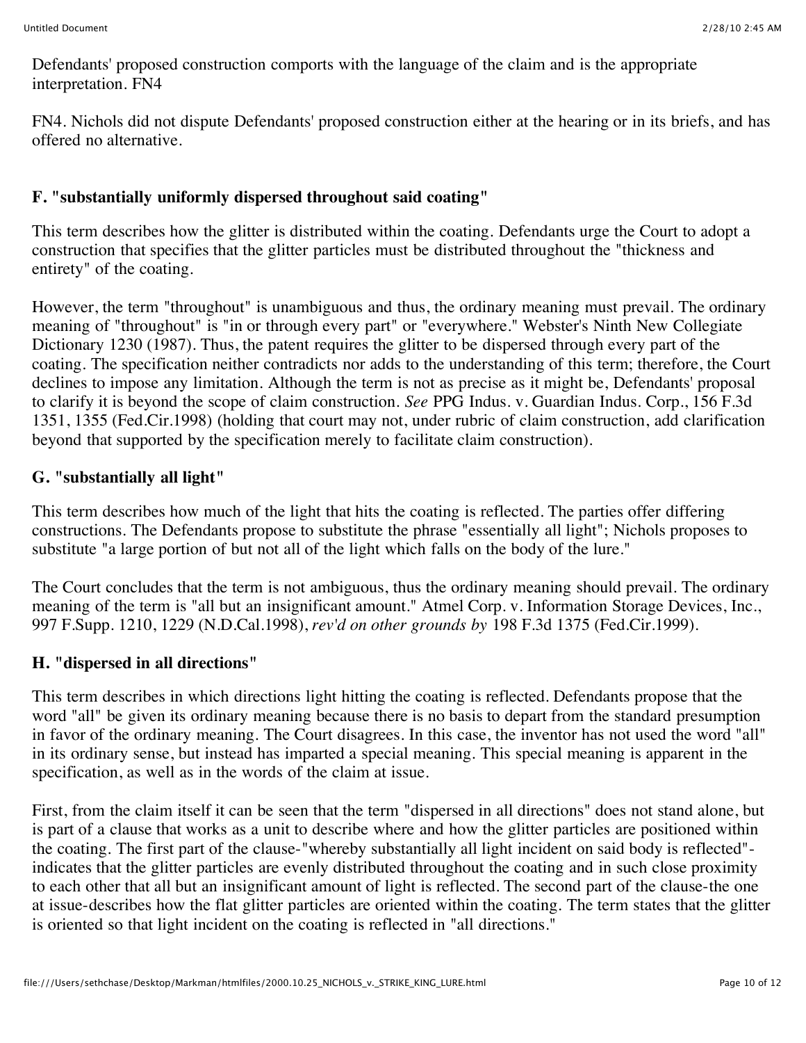Defendants' proposed construction comports with the language of the claim and is the appropriate interpretation. FN4

FN4. Nichols did not dispute Defendants' proposed construction either at the hearing or in its briefs, and has offered no alternative.

### F. "substantially uniformly dispersed throughout said coating"

This term describes how the glitter is distributed within the coating. Defendants urge the Court to adopt a construction that specifies that the glitter particles must be distributed throughout the "thickness and entirety" of the coating.

However, the term "throughout" is unambiguous and thus, the ordinary meaning must prevail. The ordinary meaning of "throughout" is "in or through every part" or "everywhere." Webster's Ninth New Collegiate Dictionary 1230 (1987). Thus, the patent requires the glitter to be dispersed through every part of the coating. The specification neither contradicts nor adds to the understanding of this term; therefore, the Court declines to impose any limitation. Although the term is not as precise as it might be, Defendants' proposal to clarify it is beyond the scope of claim construction. *See* PPG Indus. v. Guardian Indus. Corp., 156 F.3d 1351, 1355 (Fed.Cir.1998) (holding that court may not, under rubric of claim construction, add clarification beyond that supported by the specification merely to facilitate claim construction).

### G. "substantially all light"

This term describes how much of the light that hits the coating is reflected. The parties offer differing constructions. The Defendants propose to substitute the phrase "essentially all light"; Nichols proposes to substitute "a large portion of but not all of the light which falls on the body of the lure."

The Court concludes that the term is not ambiguous, thus the ordinary meaning should prevail. The ordinary meaning of the term is "all but an insignificant amount." Atmel Corp. v. Information Storage Devices, Inc., 997 F.Supp. 1210, 1229 (N.D.Cal.1998), *rev'd on other grounds by* 198 F.3d 1375 (Fed.Cir.1999).

### H. "dispersed in all directions"

This term describes in which directions light hitting the coating is reflected. Defendants propose that the word "all" be given its ordinary meaning because there is no basis to depart from the standard presumption in favor of the ordinary meaning. The Court disagrees. In this case, the inventor has not used the word "all" in its ordinary sense, but instead has imparted a special meaning. This special meaning is apparent in the specification, as well as in the words of the claim at issue.

First, from the claim itself it can be seen that the term "dispersed in all directions" does not stand alone, but is part of a clause that works as a unit to describe where and how the glitter particles are positioned within the coating. The first part of the clause-"whereby substantially all light incident on said body is reflected"-indicates that the glitter particles are evenly distributed throughout the coating and in such close proximity to each other that all but an insignificant amount of light is reflected. The second part of the clause-the one at issue-describes how the flat glitter particles are oriented within the coating. The term states that the glitter is oriented so that light incident on the coating is reflected in "all directions."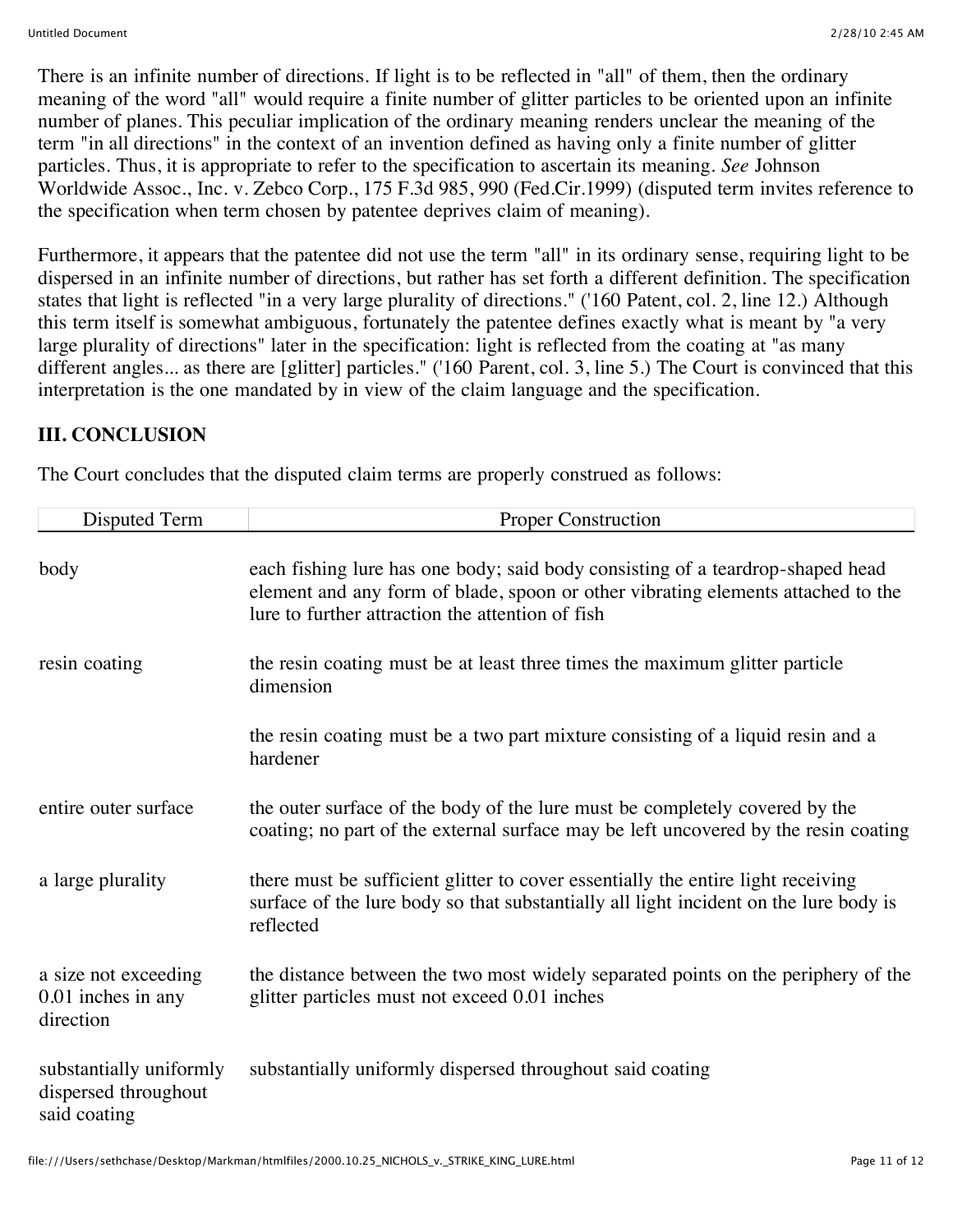There is an infinite number of directions. If light is to be reflected in "all" of them, then the ordinary meaning of the word "all" would require a finite number of glitter particles to be oriented upon an infinite number of planes. This peculiar implication of the ordinary meaning renders unclear the meaning of the term "in all directions" in the context of an invention defined as having only a finite number of glitter particles. Thus, it is appropriate to refer to the specification to ascertain its meaning. *See* Johnson Worldwide Assoc., Inc. v. Zebco Corp., 175 F.3d 985, 990 (Fed.Cir.1999) (disputed term invites reference to the specification when term chosen by patentee deprives claim of meaning).

Furthermore, it appears that the patentee did not use the term "all" in its ordinary sense, requiring light to be dispersed in an infinite number of directions, but rather has set forth a different definition. The specification states that light is reflected "in a very large plurality of directions." ('160 Patent, col. 2, line 12.) Although this term itself is somewhat ambiguous, fortunately the patentee defines exactly what is meant by "a very large plurality of directions" later in the specification: light is reflected from the coating at "as many different angles... as there are [glitter] particles." ('160 Parent, col. 3, line 5.) The Court is convinced that this interpretation is the one mandated by in view of the claim language and the specification.

## III. CONCLUSION

The Court concludes that the disputed claim terms are properly construed as follows:

| Disputed Term | Proper Construction |
|---|---|
| body | each fishing lure has one body; said body consisting of a teardrop-shaped head element and any form of blade, spoon or other vibrating elements attached to the lure to further attraction the attention of fish |
| resin coating | the resin coating must be at least three times the maximum glitter particle dimension |
| | the resin coating must be a two part mixture consisting of a liquid resin and a hardener |
| entire outer surface | the outer surface of the body of the lure must be completely covered by the coating; no part of the external surface may be left uncovered by the resin coating |
| a large plurality | there must be sufficient glitter to cover essentially the entire light receiving surface of the lure body so that substantially all light incident on the lure body is reflected |
| a size not exceeding 0.01 inches in any direction | the distance between the two most widely separated points on the periphery of the glitter particles must not exceed 0.01 inches |
| substantially uniformly dispersed throughout said coating | substantially uniformly dispersed throughout said coating |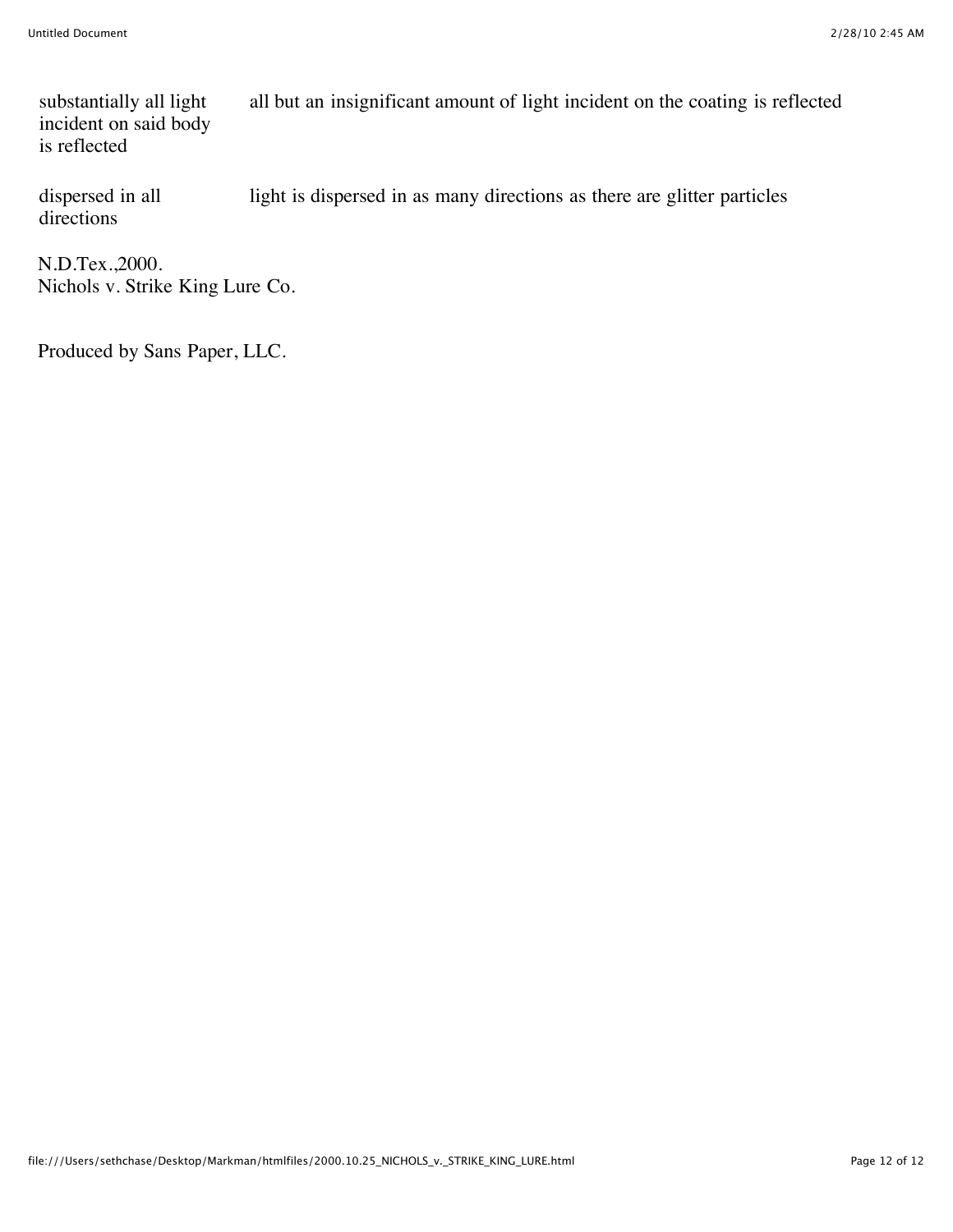| | |
|---|---|
| substantially all light incident on said body is reflected | all but an insignificant amount of light incident on the coating is reflected |
| dispersed in all directions | light is dispersed in as many directions as there are glitter particles |

N.D.Tex.,2000.
Nichols v. Strike King Lure Co.

Produced by Sans Paper, LLC.